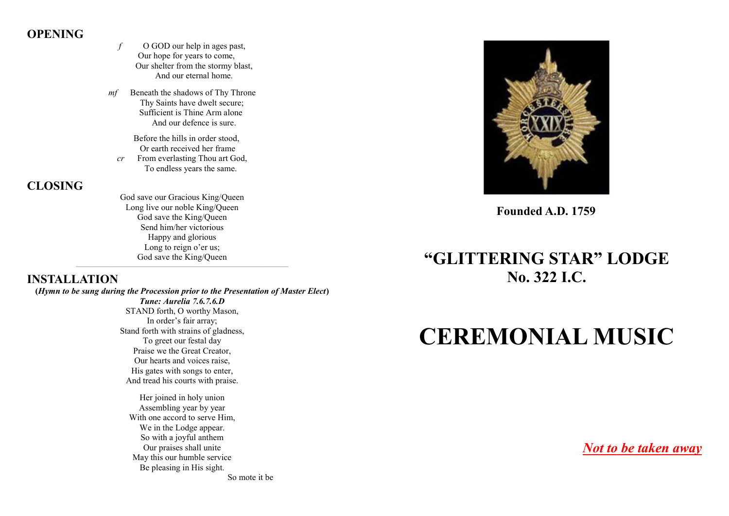## OPENING

*f* O GOD our help in ages past,
Our hope for years to come,
Our shelter from the stormy blast,
And our eternal home.

*mf* Beneath the shadows of Thy Throne
Thy Saints have dwelt secure;
Sufficient is Thine Arm alone
And our defence is sure.

Before the hills in order stood,
Or earth received her frame
*cr* From everlasting Thou art God,
To endless years the same.

## CLOSING

God save our Gracious King/Queen
Long live our noble King/Queen
God save the King/Queen
Send him/her victorious
Happy and glorious
Long to reign o'er us;
God save the King/Queen

---

## INSTALLATION

**(*Hymn to be sung during the Procession prior to the Presentation of Master Elect*)**

***Tune: Aurelia 7.6.7.6.D***

STAND forth, O worthy Mason,
In order's fair array;
Stand forth with strains of gladness,
To greet our festal day
Praise we the Great Creator,
Our hearts and voices raise,
His gates with songs to enter,
And tread his courts with praise.

Her joined in holy union
Assembling year by year
With one accord to serve Him,
We in the Lodge appear.
So with a joyful anthem
Our praises shall unite
May this our humble service
Be pleasing in His sight.

So mote it be

**Founded A.D. 1759**

# "GLITTERING STAR" LODGE
## No. 322 I.C.

# CEREMONIAL MUSIC

***Not to be taken away***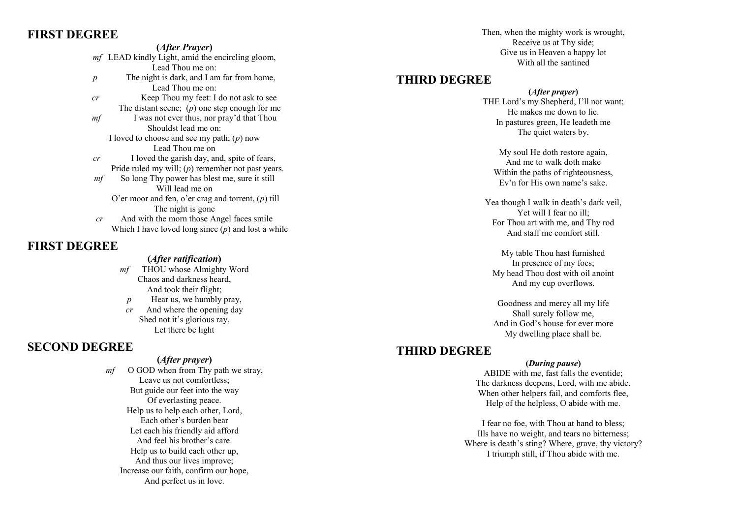## FIRST DEGREE

**(*After Prayer*)**

*mf* LEAD kindly Light, amid the encircling gloom,
Lead Thou me on:
*p* The night is dark, and I am far from home,
Lead Thou me on:
*cr* Keep Thou my feet: I do not ask to see
The distant scene; (*p*) one step enough for me
*mf* I was not ever thus, nor pray'd that Thou
Shouldst lead me on:
I loved to choose and see my path; (*p*) now
Lead Thou me on
*cr* I loved the garish day, and, spite of fears,
Pride ruled my will; (*p*) remember not past years.
*mf* So long Thy power has blest me, sure it still
Will lead me on
O'er moor and fen, o'er crag and torrent, (*p*) till
The night is gone
*cr* And with the morn those Angel faces smile
Which I have loved long since (*p*) and lost a while

## FIRST DEGREE

**(*After ratification*)**

*mf* THOU whose Almighty Word
Chaos and darkness heard,
And took their flight;
*p* Hear us, we humbly pray,
*cr* And where the opening day
Shed not it's glorious ray,
Let there be light

## SECOND DEGREE

**(*After prayer*)**

*mf* O GOD when from Thy path we stray,
Leave us not comfortless;
But guide our feet into the way
Of everlasting peace.
Help us to help each other, Lord,
Each other's burden bear
Let each his friendly aid afford
And feel his brother's care.
Help us to build each other up,
And thus our lives improve;
Increase our faith, confirm our hope,
And perfect us in love.

Then, when the mighty work is wrought,
Receive us at Thy side;
Give us in Heaven a happy lot
With all the santined

## THIRD DEGREE

**(*After prayer*)**

THE Lord's my Shepherd, I'll not want;
He makes me down to lie.
In pastures green, He leadeth me
The quiet waters by.

My soul He doth restore again,
And me to walk doth make
Within the paths of righteousness,
Ev'n for His own name's sake.

Yea though I walk in death's dark veil,
Yet will I fear no ill;
For Thou art with me, and Thy rod
And staff me comfort still.

My table Thou hast furnished
In presence of my foes;
My head Thou dost with oil anoint
And my cup overflows.

Goodness and mercy all my life
Shall surely follow me,
And in God's house for ever more
My dwelling place shall be.

## THIRD DEGREE

**(*During pause*)**

ABIDE with me, fast falls the eventide;
The darkness deepens, Lord, with me abide.
When other helpers fail, and comforts flee,
Help of the helpless, O abide with me.

I fear no foe, with Thou at hand to bless;
Ills have no weight, and tears no bitterness;
Where is death's sting? Where, grave, thy victory?
I triumph still, if Thou abide with me.